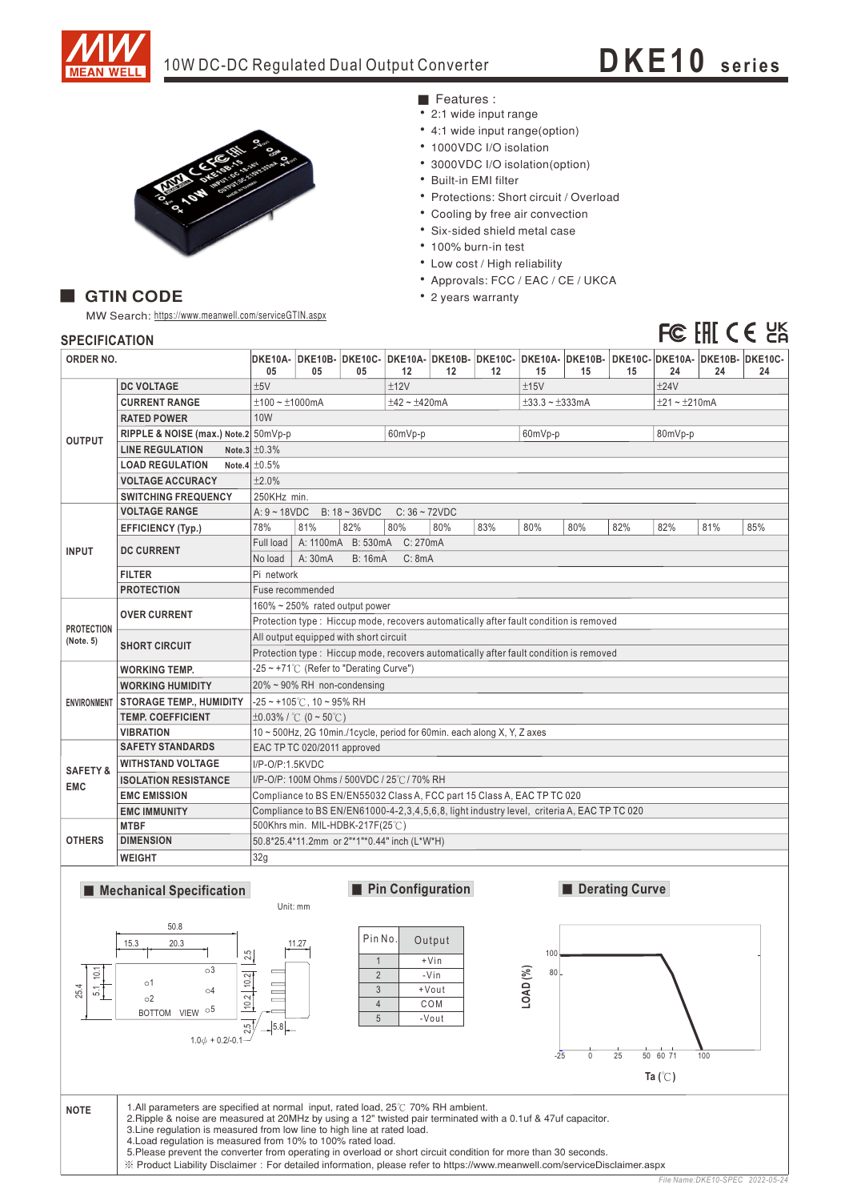# 10W DC-DC Regulated Dual Output Converter

# DKE10 series

## Features :

- 2:1 wide input range
- 4:1 wide input range(option)
- 1000VDC I/O isolation
- 3000VDC I/O isolation(option)
- Built-in EMI filter
- Protections: Short circuit / Overload
- Cooling by free air convection
- Six-sided shield metal case
- 100% burn-in test
- Low cost / High reliability
- Approvals: FCC / EAC / CE / UKCA
- 2 years warranty

## GTIN CODE

MW Search: https://www.meanwell.com/serviceGTIN.aspx

## SPECIFICATION

| ORDER NO. | | DKE10A-05 | DKE10B-05 | DKE10C-05 | DKE10A-12 | DKE10B-12 | DKE10C-12 | DKE10A-15 | DKE10B-15 | DKE10C-15 | DKE10A-24 | DKE10B-24 | DKE10C-24 |
|---|---|---|---|---|---|---|---|---|---|---|---|---|---|
| OUTPUT | DC VOLTAGE | ±5V | | | ±12V | | | ±15V | | | ±24V | | |
| | CURRENT RANGE | ±100 ~ ±1000mA | | | ±42 ~ ±420mA | | | ±33.3 ~ ±333mA | | | ±21 ~ ±210mA | | |
| | RATED POWER | 10W | | | | | | | | | | | |
| | RIPPLE & NOISE (max.) Note.2 | 50mVp-p | | | 60mVp-p | | | 60mVp-p | | | 80mVp-p | | |
| | LINE REGULATION Note.3 | ±0.3% | | | | | | | | | | | |
| | LOAD REGULATION Note.4 | ±0.5% | | | | | | | | | | | |
| | VOLTAGE ACCURACY | ±2.0% | | | | | | | | | | | |
| | SWITCHING FREQUENCY | 250KHz min. | | | | | | | | | | | |
| INPUT | VOLTAGE RANGE | A: 9 ~ 18VDC　B: 18 ~ 36VDC　C: 36 ~ 72VDC | | | | | | | | | | | |
| | EFFICIENCY (Typ.) | 78% | 81% | 82% | 80% | 80% | 83% | 80% | 80% | 82% | 82% | 81% | 85% |
| | DC CURRENT | Full load　A: 1100mA　B: 530mA　C: 270mA | | | | | | | | | | | |
| | | No load　A: 30mA　B: 16mA　C: 8mA | | | | | | | | | | | |
| | FILTER | Pi network | | | | | | | | | | | |
| | PROTECTION | Fuse recommended | | | | | | | | | | | |
| PROTECTION (Note. 5) | OVER CURRENT | 160% ~ 250% rated output power | | | | | | | | | | | |
| | | Protection type : Hiccup mode, recovers automatically after fault condition is removed | | | | | | | | | | | |
| | SHORT CIRCUIT | All output equipped with short circuit | | | | | | | | | | | |
| | | Protection type : Hiccup mode, recovers automatically after fault condition is removed | | | | | | | | | | | |
| ENVIRONMENT | WORKING TEMP. | -25 ~ +71℃ (Refer to "Derating Curve") | | | | | | | | | | | |
| | WORKING HUMIDITY | 20% ~ 90% RH non-condensing | | | | | | | | | | | |
| | STORAGE TEMP., HUMIDITY | -25 ~ +105℃, 10 ~ 95% RH | | | | | | | | | | | |
| | TEMP. COEFFICIENT | ±0.03% / ℃ (0 ~ 50℃) | | | | | | | | | | | |
| | VIBRATION | 10 ~ 500Hz, 2G 10min./1cycle, period for 60min. each along X, Y, Z axes | | | | | | | | | | | |
| SAFETY & EMC | SAFETY STANDARDS | EAC TP TC 020/2011 approved | | | | | | | | | | | |
| | WITHSTAND VOLTAGE | I/P-O/P:1.5KVDC | | | | | | | | | | | |
| | ISOLATION RESISTANCE | I/P-O/P: 100M Ohms / 500VDC / 25℃/ 70% RH | | | | | | | | | | | |
| | EMC EMISSION | Compliance to BS EN/EN55032 Class A, FCC part 15 Class A, EAC TP TC 020 | | | | | | | | | | | |
| | EMC IMMUNITY | Compliance to BS EN/EN61000-4-2,3,4,5,6,8, light industry level, criteria A, EAC TP TC 020 | | | | | | | | | | | |
| OTHERS | MTBF | 500Khrs min. MIL-HDBK-217F(25℃) | | | | | | | | | | | |
| | DIMENSION | 50.8*25.4*11.2mm or 2"*1"*0.44" inch (L*W*H) | | | | | | | | | | | |
| | WEIGHT | 32g | | | | | | | | | | | |

## Mechanical Specification

Unit: mm

50.8; 15.3; 20.3; 11.27; 25.4; 5.1; 10.1; 2.5; 10.2; 10.2; 2.5; 5.8; 1.0ϕ + 0.2/-0.1; BOTTOM VIEW

## Pin Configuration

| Pin No. | Output |
|---|---|
| 1 | +Vin |
| 2 | -Vin |
| 3 | +Vout |
| 4 | COM |
| 5 | -Vout |

## Derating Curve

LOAD (%) vs Ta (℃): 100, 80; -25, 0, 25, 50, 60, 71, 100

| NOTE | |
|---|---|
| | 1.All parameters are specified at normal input, rated load, 25℃ 70% RH ambient.<br>2.Ripple & noise are measured at 20MHz by using a 12" twisted pair terminated with a 0.1uf & 47uf capacitor.<br>3.Line regulation is measured from low line to high line at rated load.<br>4.Load regulation is measured from 10% to 100% rated load.<br>5.Please prevent the converter from operating in overload or short circuit condition for more than 30 seconds.<br>※ Product Liability Disclaimer : For detailed information, please refer to https://www.meanwell.com/serviceDisclaimer.aspx |

File Name:DKE10-SPEC 2022-05-24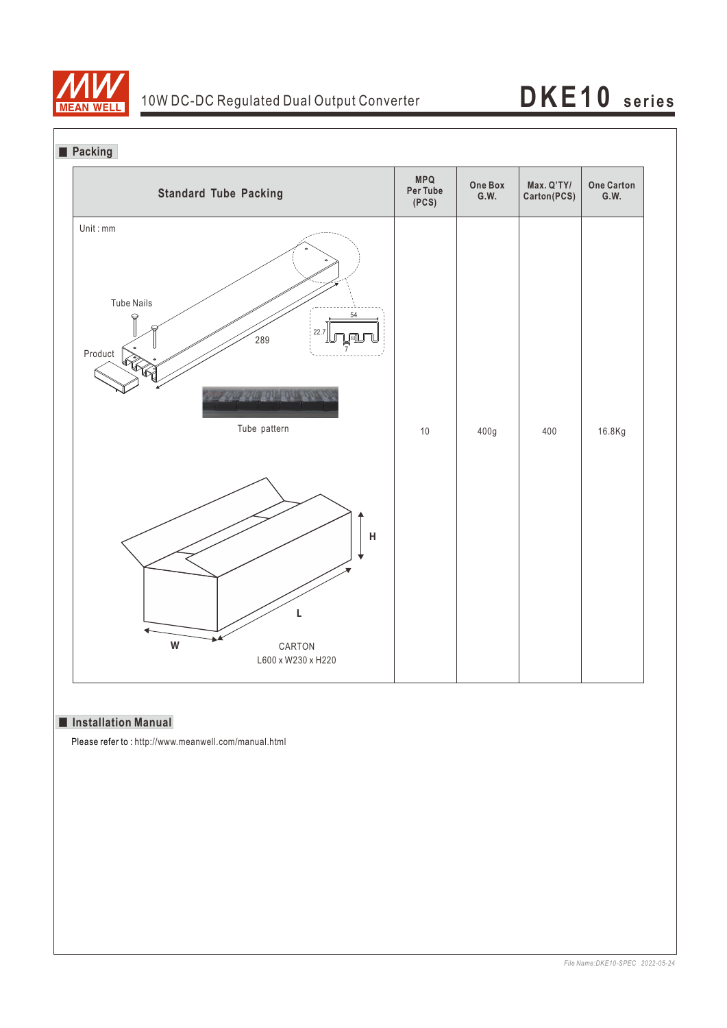## Packing

| Standard Tube Packing | MPQ Per Tube (PCS) | One Box G.W. | Max. Q'TY/ Carton(PCS) | One Carton G.W. |
|---|---|---|---|---|
| Unit : mm<br>Tube Nails<br>Product<br>289<br>54<br>22.7<br>7<br>Tube pattern<br>H<br>L<br>W<br>CARTON<br>L600 x W230 x H220 | 10 | 400g | 400 | 16.8Kg |

## Installation Manual

Please refer to : http://www.meanwell.com/manual.html